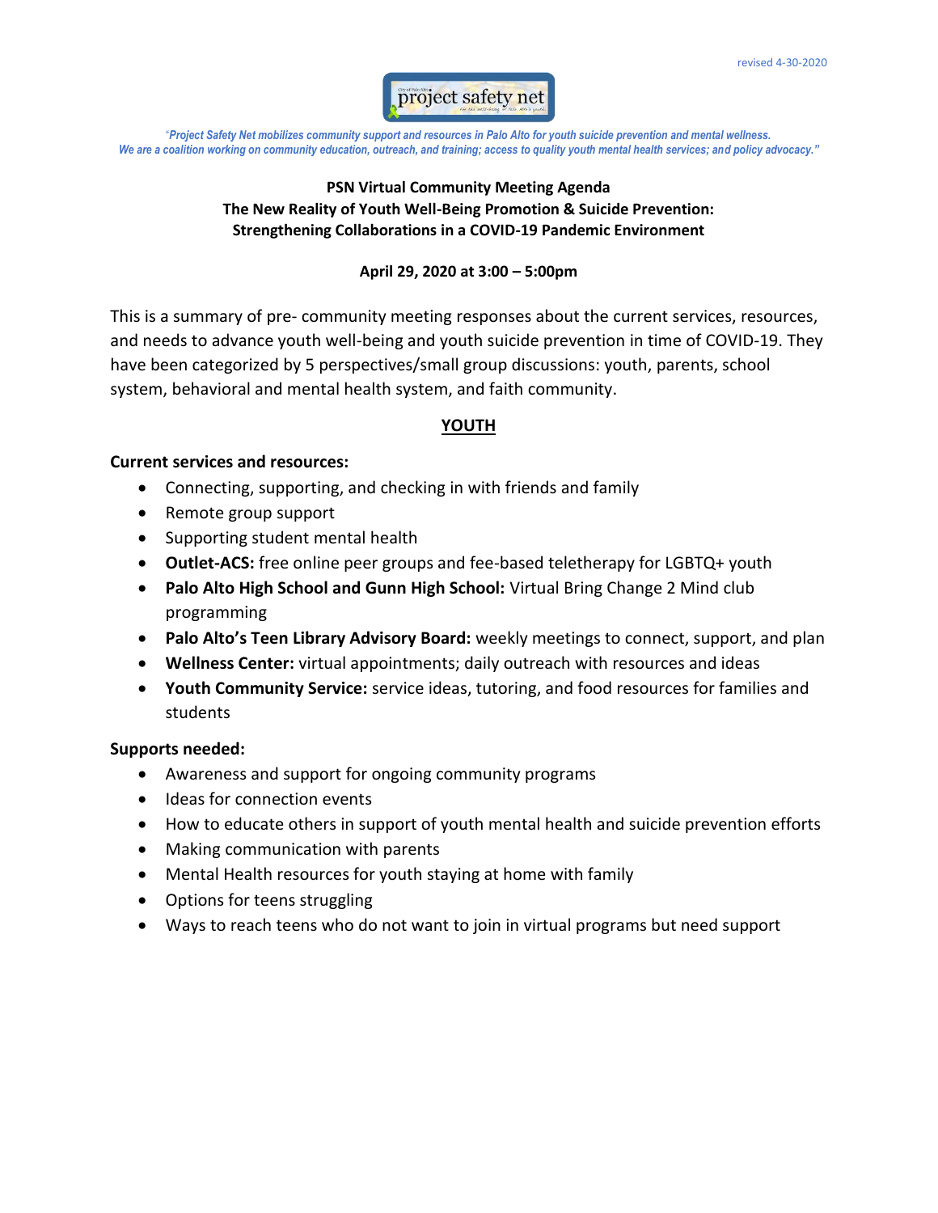revised 4-30-2020

project safety net

*"Project Safety Net mobilizes community support and resources in Palo Alto for youth suicide prevention and mental wellness. We are a coalition working on community education, outreach, and training; access to quality youth mental health services; and policy advocacy."*

**PSN Virtual Community Meeting Agenda**
**The New Reality of Youth Well-Being Promotion & Suicide Prevention:**
**Strengthening Collaborations in a COVID-19 Pandemic Environment**

**April 29, 2020 at 3:00 – 5:00pm**

This is a summary of pre- community meeting responses about the current services, resources, and needs to advance youth well-being and youth suicide prevention in time of COVID-19. They have been categorized by 5 perspectives/small group discussions: youth, parents, school system, behavioral and mental health system, and faith community.

## YOUTH

**Current services and resources:**

- Connecting, supporting, and checking in with friends and family
- Remote group support
- Supporting student mental health
- **Outlet-ACS:** free online peer groups and fee-based teletherapy for LGBTQ+ youth
- **Palo Alto High School and Gunn High School:** Virtual Bring Change 2 Mind club programming
- **Palo Alto's Teen Library Advisory Board:** weekly meetings to connect, support, and plan
- **Wellness Center:** virtual appointments; daily outreach with resources and ideas
- **Youth Community Service:** service ideas, tutoring, and food resources for families and students

**Supports needed:**

- Awareness and support for ongoing community programs
- Ideas for connection events
- How to educate others in support of youth mental health and suicide prevention efforts
- Making communication with parents
- Mental Health resources for youth staying at home with family
- Options for teens struggling
- Ways to reach teens who do not want to join in virtual programs but need support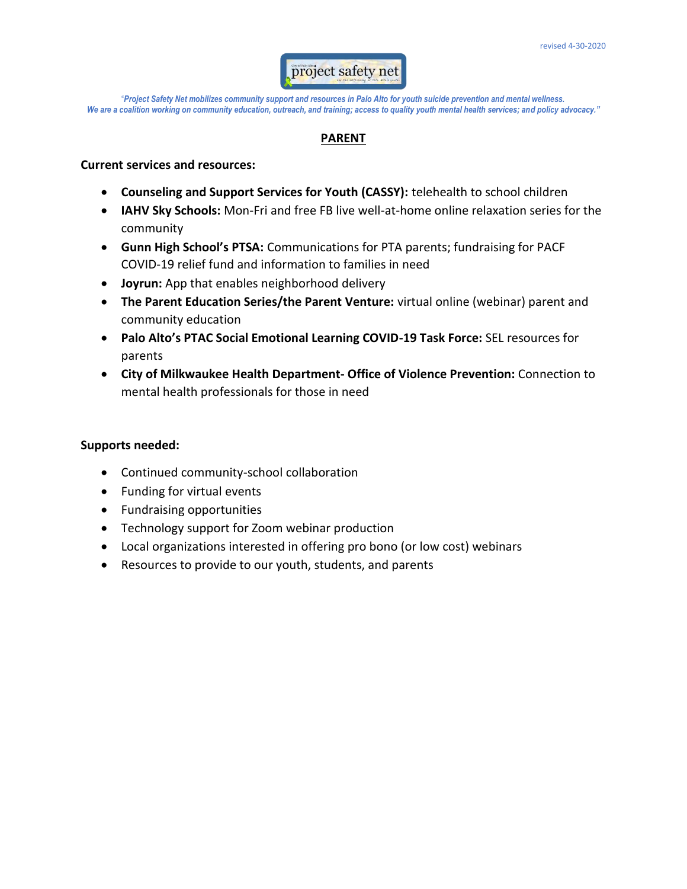revised 4-30-2020

*"Project Safety Net mobilizes community support and resources in Palo Alto for youth suicide prevention and mental wellness. We are a coalition working on community education, outreach, and training; access to quality youth mental health services; and policy advocacy."*

## PARENT

**Current services and resources:**

- **Counseling and Support Services for Youth (CASSY):** telehealth to school children
- **IAHV Sky Schools:** Mon-Fri and free FB live well-at-home online relaxation series for the community
- **Gunn High School's PTSA:** Communications for PTA parents; fundraising for PACF COVID-19 relief fund and information to families in need
- **Joyrun:** App that enables neighborhood delivery
- **The Parent Education Series/the Parent Venture:** virtual online (webinar) parent and community education
- **Palo Alto's PTAC Social Emotional Learning COVID-19 Task Force:** SEL resources for parents
- **City of Milkwaukee Health Department- Office of Violence Prevention:** Connection to mental health professionals for those in need

**Supports needed:**

- Continued community-school collaboration
- Funding for virtual events
- Fundraising opportunities
- Technology support for Zoom webinar production
- Local organizations interested in offering pro bono (or low cost) webinars
- Resources to provide to our youth, students, and parents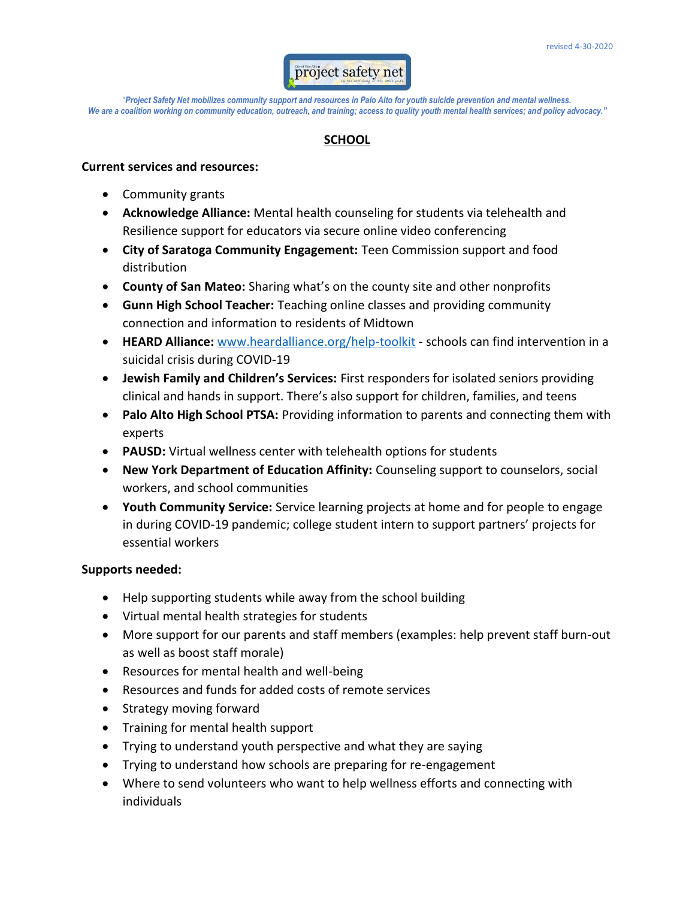revised 4-30-2020

project safety net

*"Project Safety Net mobilizes community support and resources in Palo Alto for youth suicide prevention and mental wellness. We are a coalition working on community education, outreach, and training; access to quality youth mental health services; and policy advocacy."*

## SCHOOL

**Current services and resources:**

- Community grants
- **Acknowledge Alliance:** Mental health counseling for students via telehealth and Resilience support for educators via secure online video conferencing
- **City of Saratoga Community Engagement:** Teen Commission support and food distribution
- **County of San Mateo:** Sharing what's on the county site and other nonprofits
- **Gunn High School Teacher:** Teaching online classes and providing community connection and information to residents of Midtown
- **HEARD Alliance:** www.heardalliance.org/help-toolkit - schools can find intervention in a suicidal crisis during COVID-19
- **Jewish Family and Children's Services:** First responders for isolated seniors providing clinical and hands in support. There's also support for children, families, and teens
- **Palo Alto High School PTSA:** Providing information to parents and connecting them with experts
- **PAUSD:** Virtual wellness center with telehealth options for students
- **New York Department of Education Affinity:** Counseling support to counselors, social workers, and school communities
- **Youth Community Service:** Service learning projects at home and for people to engage in during COVID-19 pandemic; college student intern to support partners' projects for essential workers

**Supports needed:**

- Help supporting students while away from the school building
- Virtual mental health strategies for students
- More support for our parents and staff members (examples: help prevent staff burn-out as well as boost staff morale)
- Resources for mental health and well-being
- Resources and funds for added costs of remote services
- Strategy moving forward
- Training for mental health support
- Trying to understand youth perspective and what they are saying
- Trying to understand how schools are preparing for re-engagement
- Where to send volunteers who want to help wellness efforts and connecting with individuals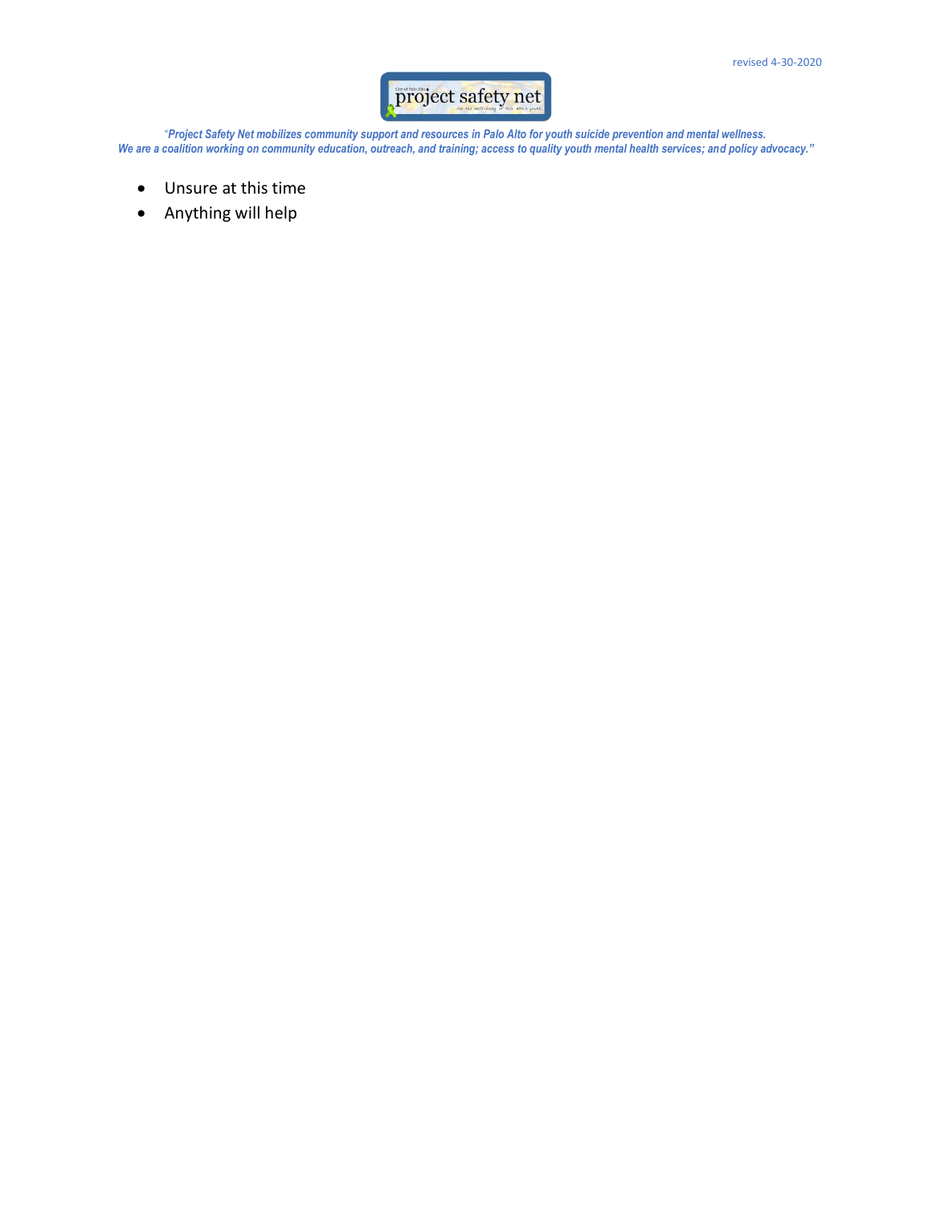- Unsure at this time
- Anything will help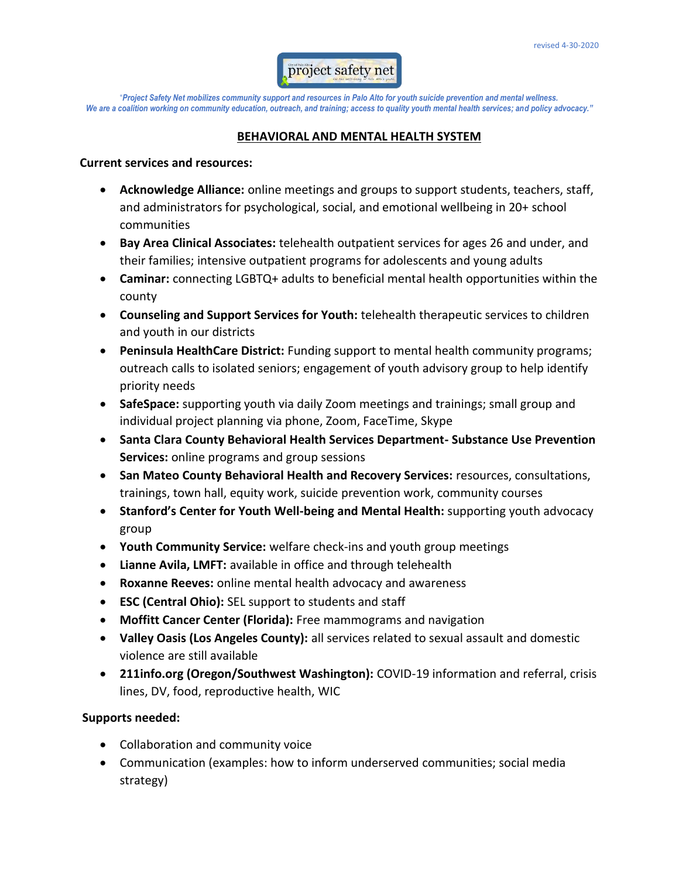revised 4-30-2020

*"Project Safety Net mobilizes community support and resources in Palo Alto for youth suicide prevention and mental wellness. We are a coalition working on community education, outreach, and training; access to quality youth mental health services; and policy advocacy."*

## BEHAVIORAL AND MENTAL HEALTH SYSTEM

**Current services and resources:**

- **Acknowledge Alliance:** online meetings and groups to support students, teachers, staff, and administrators for psychological, social, and emotional wellbeing in 20+ school communities
- **Bay Area Clinical Associates:** telehealth outpatient services for ages 26 and under, and their families; intensive outpatient programs for adolescents and young adults
- **Caminar:** connecting LGBTQ+ adults to beneficial mental health opportunities within the county
- **Counseling and Support Services for Youth:** telehealth therapeutic services to children and youth in our districts
- **Peninsula HealthCare District:** Funding support to mental health community programs; outreach calls to isolated seniors; engagement of youth advisory group to help identify priority needs
- **SafeSpace:** supporting youth via daily Zoom meetings and trainings; small group and individual project planning via phone, Zoom, FaceTime, Skype
- **Santa Clara County Behavioral Health Services Department- Substance Use Prevention Services:** online programs and group sessions
- **San Mateo County Behavioral Health and Recovery Services:** resources, consultations, trainings, town hall, equity work, suicide prevention work, community courses
- **Stanford's Center for Youth Well-being and Mental Health:** supporting youth advocacy group
- **Youth Community Service:** welfare check-ins and youth group meetings
- **Lianne Avila, LMFT:** available in office and through telehealth
- **Roxanne Reeves:** online mental health advocacy and awareness
- **ESC (Central Ohio):** SEL support to students and staff
- **Moffitt Cancer Center (Florida):** Free mammograms and navigation
- **Valley Oasis (Los Angeles County):** all services related to sexual assault and domestic violence are still available
- **211info.org (Oregon/Southwest Washington):** COVID-19 information and referral, crisis lines, DV, food, reproductive health, WIC

**Supports needed:**

- Collaboration and community voice
- Communication (examples: how to inform underserved communities; social media strategy)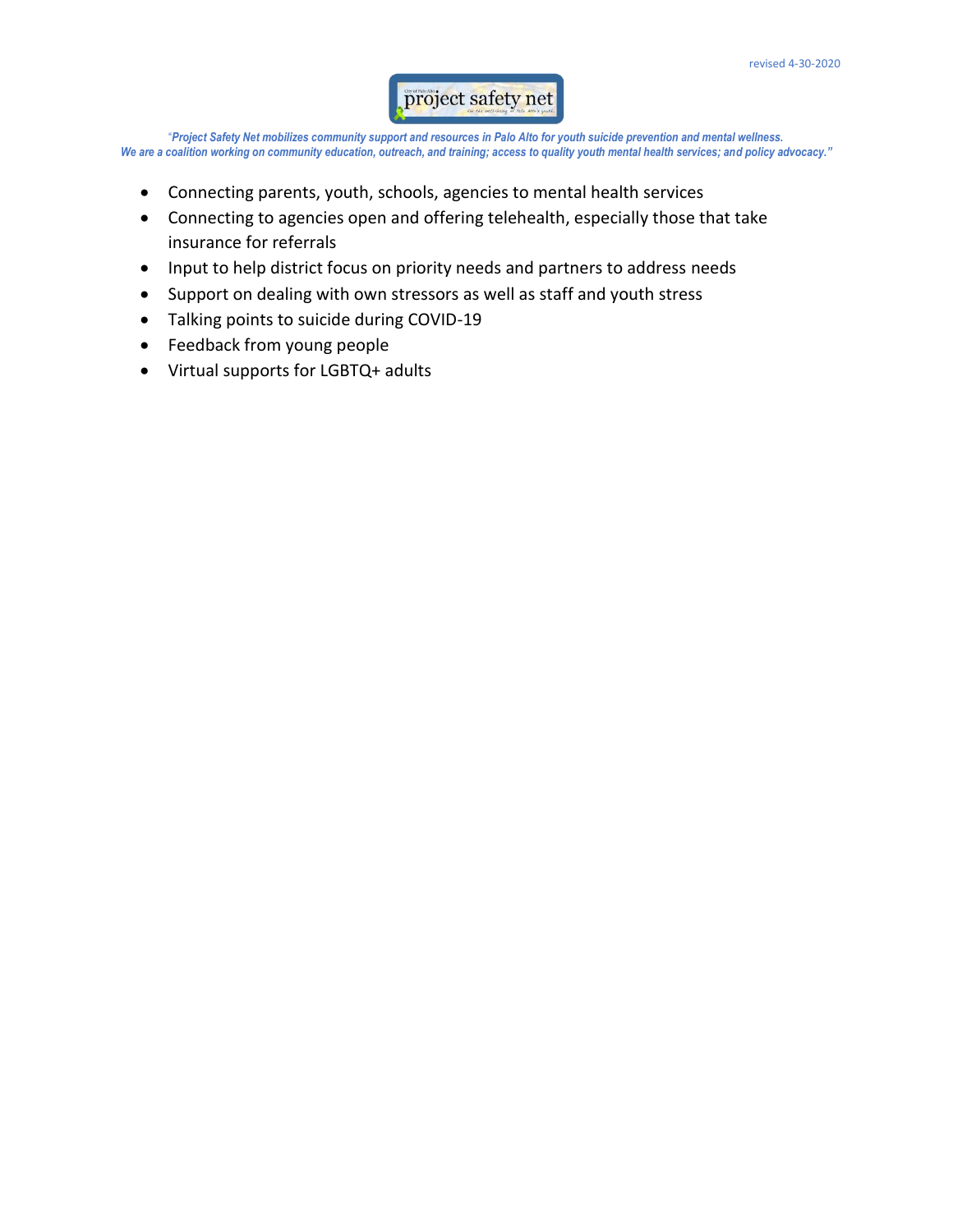revised 4-30-2020

*"**Project Safety Net mobilizes community support and resources in Palo Alto for youth suicide prevention and mental wellness. We are a coalition working on community education, outreach, and training; access to quality youth mental health services; and policy advocacy.**"*

- Connecting parents, youth, schools, agencies to mental health services
- Connecting to agencies open and offering telehealth, especially those that take insurance for referrals
- Input to help district focus on priority needs and partners to address needs
- Support on dealing with own stressors as well as staff and youth stress
- Talking points to suicide during COVID-19
- Feedback from young people
- Virtual supports for LGBTQ+ adults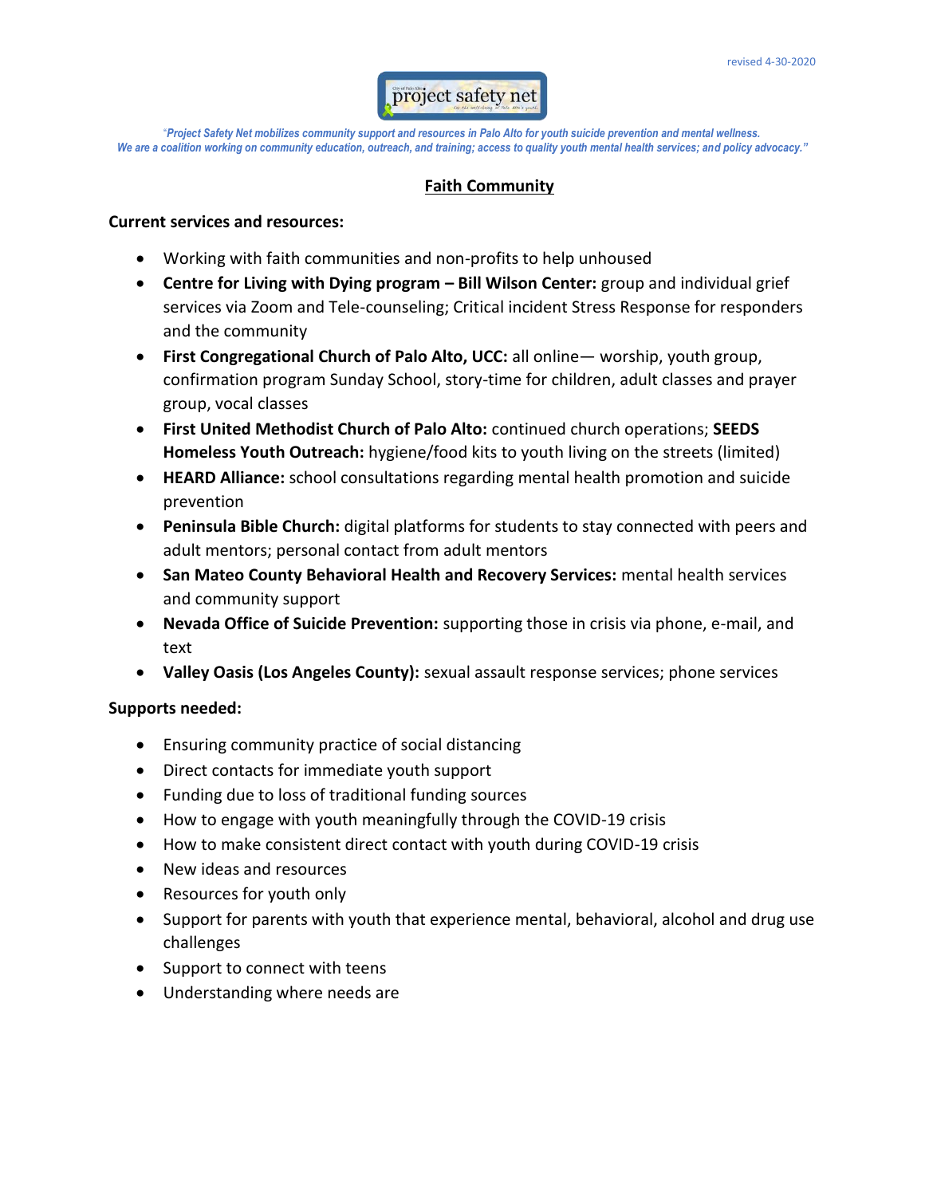revised 4-30-2020

*"Project Safety Net mobilizes community support and resources in Palo Alto for youth suicide prevention and mental wellness. We are a coalition working on community education, outreach, and training; access to quality youth mental health services; and policy advocacy."*

## Faith Community

**Current services and resources:**

- Working with faith communities and non-profits to help unhoused
- **Centre for Living with Dying program – Bill Wilson Center:** group and individual grief services via Zoom and Tele-counseling; Critical incident Stress Response for responders and the community
- **First Congregational Church of Palo Alto, UCC:** all online— worship, youth group, confirmation program Sunday School, story-time for children, adult classes and prayer group, vocal classes
- **First United Methodist Church of Palo Alto:** continued church operations; **SEEDS Homeless Youth Outreach:** hygiene/food kits to youth living on the streets (limited)
- **HEARD Alliance:** school consultations regarding mental health promotion and suicide prevention
- **Peninsula Bible Church:** digital platforms for students to stay connected with peers and adult mentors; personal contact from adult mentors
- **San Mateo County Behavioral Health and Recovery Services:** mental health services and community support
- **Nevada Office of Suicide Prevention:** supporting those in crisis via phone, e-mail, and text
- **Valley Oasis (Los Angeles County):** sexual assault response services; phone services

**Supports needed:**

- Ensuring community practice of social distancing
- Direct contacts for immediate youth support
- Funding due to loss of traditional funding sources
- How to engage with youth meaningfully through the COVID-19 crisis
- How to make consistent direct contact with youth during COVID-19 crisis
- New ideas and resources
- Resources for youth only
- Support for parents with youth that experience mental, behavioral, alcohol and drug use challenges
- Support to connect with teens
- Understanding where needs are